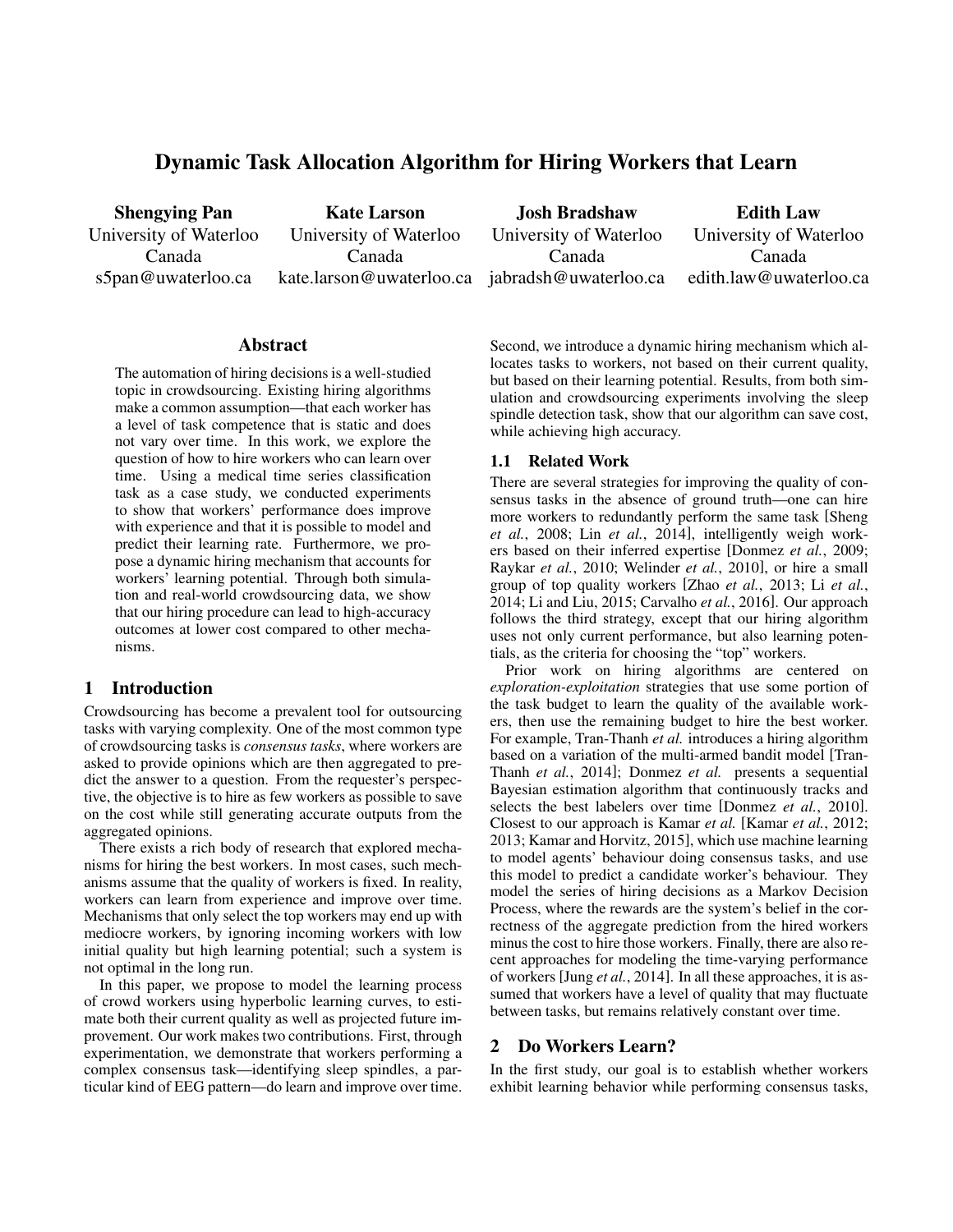# Dynamic Task Allocation Algorithm for Hiring Workers that Learn

**Shengying Pan**
University of Waterloo
Canada
s5pan@uwaterloo.ca

**Kate Larson**
University of Waterloo
Canada
kate.larson@uwaterloo.ca

**Josh Bradshaw**
University of Waterloo
Canada
jabradsh@uwaterloo.ca

**Edith Law**
University of Waterloo
Canada
edith.law@uwaterloo.ca

## Abstract

The automation of hiring decisions is a well-studied topic in crowdsourcing. Existing hiring algorithms make a common assumption—that each worker has a level of task competence that is static and does not vary over time. In this work, we explore the question of how to hire workers who can learn over time. Using a medical time series classification task as a case study, we conducted experiments to show that workers' performance does improve with experience and that it is possible to model and predict their learning rate. Furthermore, we propose a dynamic hiring mechanism that accounts for workers' learning potential. Through both simulation and real-world crowdsourcing data, we show that our hiring procedure can lead to high-accuracy outcomes at lower cost compared to other mechanisms.

## 1 Introduction

Crowdsourcing has become a prevalent tool for outsourcing tasks with varying complexity. One of the most common type of crowdsourcing tasks is *consensus tasks*, where workers are asked to provide opinions which are then aggregated to predict the answer to a question. From the requester's perspective, the objective is to hire as few workers as possible to save on the cost while still generating accurate outputs from the aggregated opinions.

There exists a rich body of research that explored mechanisms for hiring the best workers. In most cases, such mechanisms assume that the quality of workers is fixed. In reality, workers can learn from experience and improve over time. Mechanisms that only select the top workers may end up with mediocre workers, by ignoring incoming workers with low initial quality but high learning potential; such a system is not optimal in the long run.

In this paper, we propose to model the learning process of crowd workers using hyperbolic learning curves, to estimate both their current quality as well as projected future improvement. Our work makes two contributions. First, through experimentation, we demonstrate that workers performing a complex consensus task—identifying sleep spindles, a particular kind of EEG pattern—do learn and improve over time. Second, we introduce a dynamic hiring mechanism which allocates tasks to workers, not based on their current quality, but based on their learning potential. Results, from both simulation and crowdsourcing experiments involving the sleep spindle detection task, show that our algorithm can save cost, while achieving high accuracy.

### 1.1 Related Work

There are several strategies for improving the quality of consensus tasks in the absence of ground truth—one can hire more workers to redundantly perform the same task [Sheng *et al.*, 2008; Lin *et al.*, 2014], intelligently weigh workers based on their inferred expertise [Donmez *et al.*, 2009; Raykar *et al.*, 2010; Welinder *et al.*, 2010], or hire a small group of top quality workers [Zhao *et al.*, 2013; Li *et al.*, 2014; Li and Liu, 2015; Carvalho *et al.*, 2016]. Our approach follows the third strategy, except that our hiring algorithm uses not only current performance, but also learning potentials, as the criteria for choosing the "top" workers.

Prior work on hiring algorithms are centered on *exploration-exploitation* strategies that use some portion of the task budget to learn the quality of the available workers, then use the remaining budget to hire the best worker. For example, Tran-Thanh *et al.* introduces a hiring algorithm based on a variation of the multi-armed bandit model [Tran-Thanh *et al.*, 2014]; Donmez *et al.* presents a sequential Bayesian estimation algorithm that continuously tracks and selects the best labelers over time [Donmez *et al.*, 2010]. Closest to our approach is Kamar *et al.* [Kamar *et al.*, 2012; 2013; Kamar and Horvitz, 2015], which use machine learning to model agents' behaviour doing consensus tasks, and use this model to predict a candidate worker's behaviour. They model the series of hiring decisions as a Markov Decision Process, where the rewards are the system's belief in the correctness of the aggregate prediction from the hired workers minus the cost to hire those workers. Finally, there are also recent approaches for modeling the time-varying performance of workers [Jung *et al.*, 2014]. In all these approaches, it is assumed that workers have a level of quality that may fluctuate between tasks, but remains relatively constant over time.

## 2 Do Workers Learn?

In the first study, our goal is to establish whether workers exhibit learning behavior while performing consensus tasks,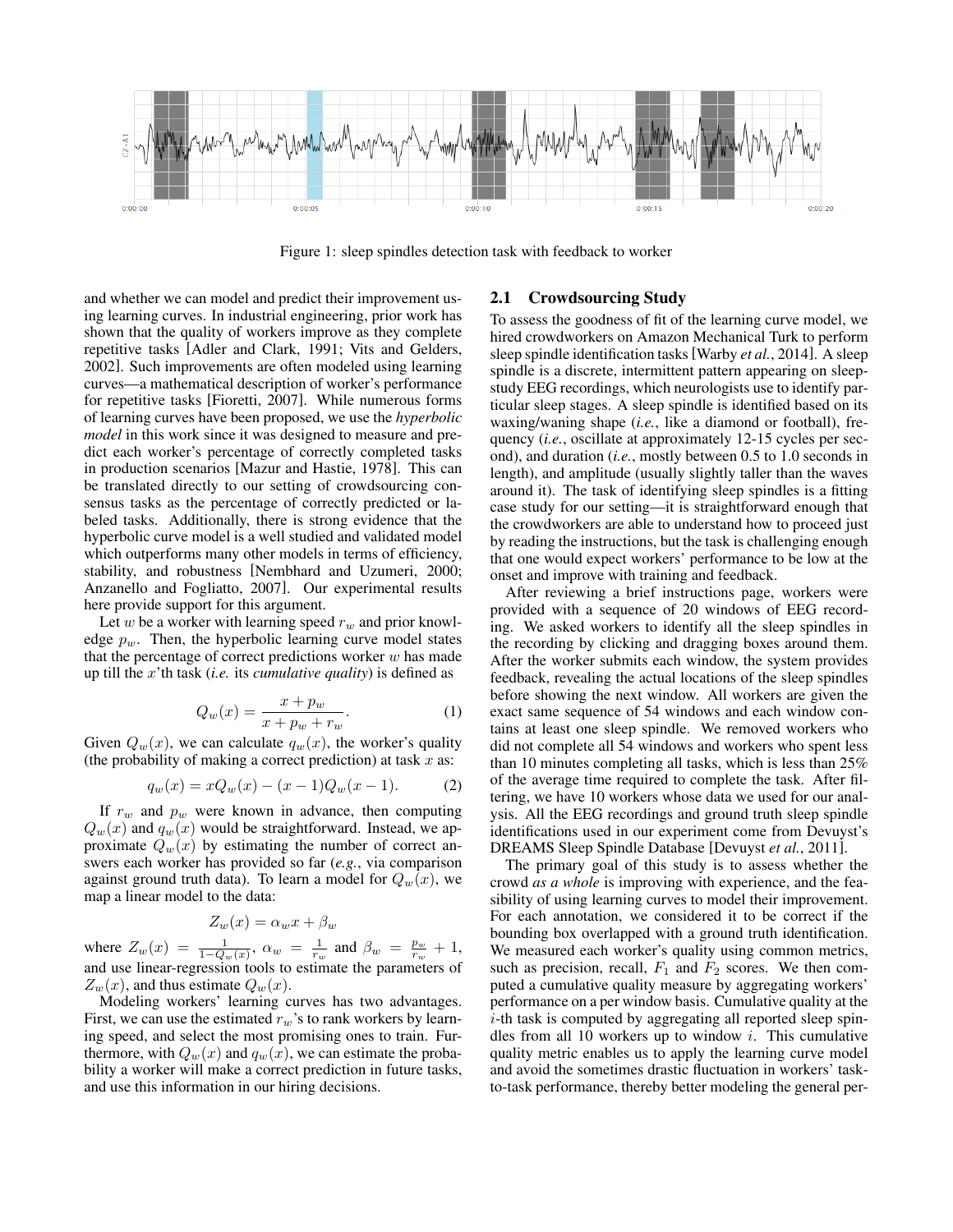Figure 1: sleep spindles detection task with feedback to worker

and whether we can model and predict their improvement using learning curves. In industrial engineering, prior work has shown that the quality of workers improve as they complete repetitive tasks [Adler and Clark, 1991; Vits and Gelders, 2002]. Such improvements are often modeled using learning curves—a mathematical description of worker's performance for repetitive tasks [Fioretti, 2007]. While numerous forms of learning curves have been proposed, we use the *hyperbolic model* in this work since it was designed to measure and predict each worker's percentage of correctly completed tasks in production scenarios [Mazur and Hastie, 1978]. This can be translated directly to our setting of crowdsourcing consensus tasks as the percentage of correctly predicted or labeled tasks. Additionally, there is strong evidence that the hyperbolic curve model is a well studied and validated model which outperforms many other models in terms of efficiency, stability, and robustness [Nembhard and Uzumeri, 2000; Anzanello and Fogliatto, 2007]. Our experimental results here provide support for this argument.

Let $w$ be a worker with learning speed $r_w$ and prior knowledge $p_w$. Then, the hyperbolic learning curve model states that the percentage of correct predictions worker $w$ has made up till the $x$'th task (*i.e.* its *cumulative quality*) is defined as

$$Q_w(x) = \frac{x + p_w}{x + p_w + r_w}. \quad (1)$$

Given $Q_w(x)$, we can calculate $q_w(x)$, the worker's quality (the probability of making a correct prediction) at task $x$ as:

$$q_w(x) = xQ_w(x) - (x-1)Q_w(x-1). \quad (2)$$

If $r_w$ and $p_w$ were known in advance, then computing $Q_w(x)$ and $q_w(x)$ would be straightforward. Instead, we approximate $Q_w(x)$ by estimating the number of correct answers each worker has provided so far (*e.g.*, via comparison against ground truth data). To learn a model for $Q_w(x)$, we map a linear model to the data:

$$Z_w(x) = \alpha_w x + \beta_w$$

where $Z_w(x) = \frac{1}{1-Q_w(x)}$, $\alpha_w = \frac{1}{r_w}$ and $\beta_w = \frac{p_w}{r_w} + 1$, and use linear-regression tools to estimate the parameters of $Z_w(x)$, and thus estimate $Q_w(x)$.

Modeling workers' learning curves has two advantages. First, we can use the estimated $r_w$'s to rank workers by learning speed, and select the most promising ones to train. Furthermore, with $Q_w(x)$ and $q_w(x)$, we can estimate the probability a worker will make a correct prediction in future tasks, and use this information in our hiring decisions.

## 2.1 Crowdsourcing Study

To assess the goodness of fit of the learning curve model, we hired crowdworkers on Amazon Mechanical Turk to perform sleep spindle identification tasks [Warby *et al.*, 2014]. A sleep spindle is a discrete, intermittent pattern appearing on sleep-study EEG recordings, which neurologists use to identify particular sleep stages. A sleep spindle is identified based on its waxing/waning shape (*i.e.*, like a diamond or football), frequency (*i.e.*, oscillate at approximately 12-15 cycles per second), and duration (*i.e.*, mostly between 0.5 to 1.0 seconds in length), and amplitude (usually slightly taller than the waves around it). The task of identifying sleep spindles is a fitting case study for our setting—it is straightforward enough that the crowdworkers are able to understand how to proceed just by reading the instructions, but the task is challenging enough that one would expect workers' performance to be low at the onset and improve with training and feedback.

After reviewing a brief instructions page, workers were provided with a sequence of 20 windows of EEG recording. We asked workers to identify all the sleep spindles in the recording by clicking and dragging boxes around them. After the worker submits each window, the system provides feedback, revealing the actual locations of the sleep spindles before showing the next window. All workers are given the exact same sequence of 54 windows and each window contains at least one sleep spindle. We removed workers who did not complete all 54 windows and workers who spent less than 10 minutes completing all tasks, which is less than 25% of the average time required to complete the task. After filtering, we have 10 workers whose data we used for our analysis. All the EEG recordings and ground truth sleep spindle identifications used in our experiment come from Devuyst's DREAMS Sleep Spindle Database [Devuyst *et al.*, 2011].

The primary goal of this study is to assess whether the crowd *as a whole* is improving with experience, and the feasibility of using learning curves to model their improvement. For each annotation, we considered it to be correct if the bounding box overlapped with a ground truth identification. We measured each worker's quality using common metrics, such as precision, recall, $F_1$ and $F_2$ scores. We then computed a cumulative quality measure by aggregating workers' performance on a per window basis. Cumulative quality at the $i$-th task is computed by aggregating all reported sleep spindles from all 10 workers up to window $i$. This cumulative quality metric enables us to apply the learning curve model and avoid the sometimes drastic fluctuation in workers' task-to-task performance, thereby better modeling the general per-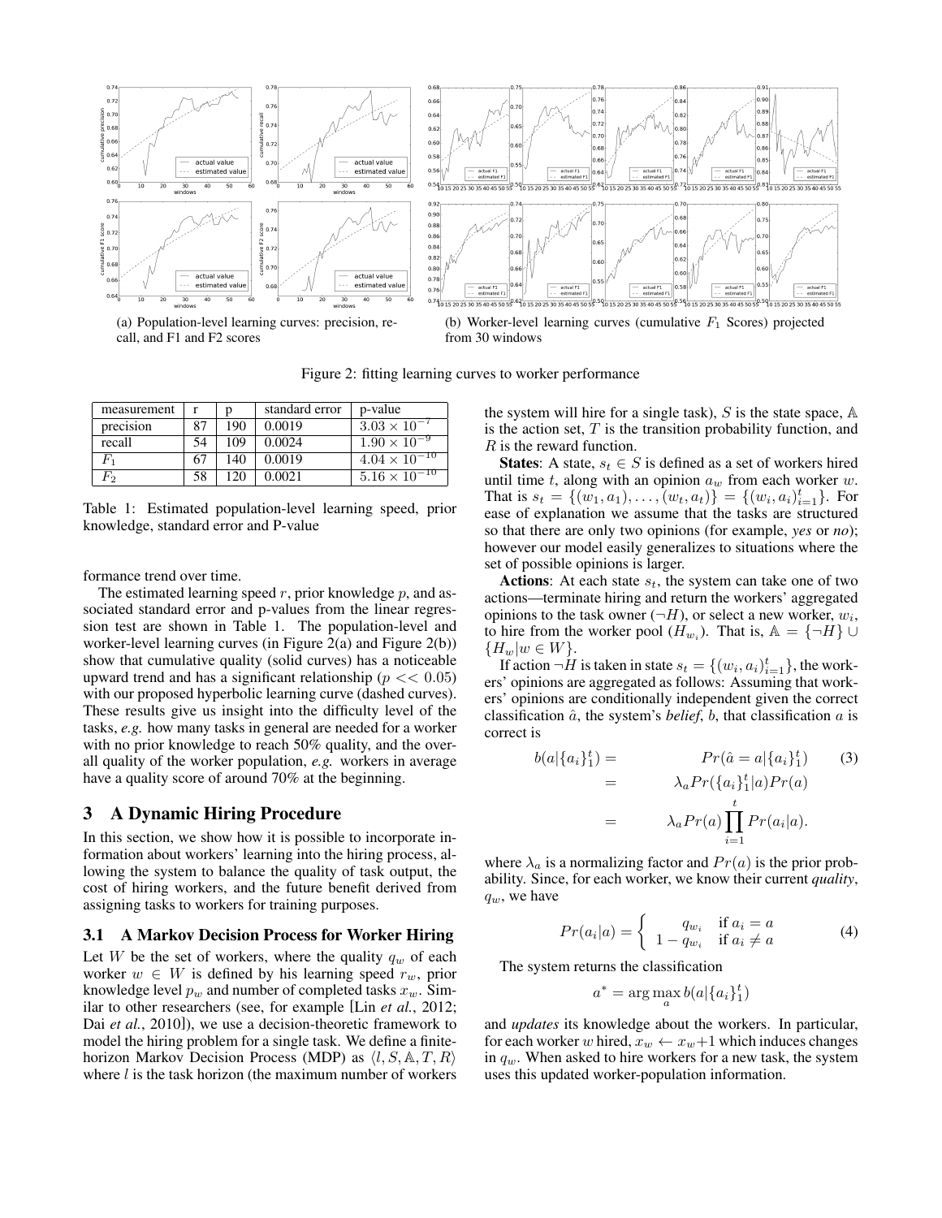(a) Population-level learning curves: precision, recall, and F1 and F2 scores

(b) Worker-level learning curves (cumulative $F_1$ Scores) projected from 30 windows

Figure 2: fitting learning curves to worker performance

| measurement | r | p | standard error | p-value |
|---|---|---|---|---|
| precision | 87 | 190 | 0.0019 | $3.03 \times 10^{-7}$ |
| recall | 54 | 109 | 0.0024 | $1.90 \times 10^{-9}$ |
| $F_1$ | 67 | 140 | 0.0019 | $4.04 \times 10^{-10}$ |
| $F_2$ | 58 | 120 | 0.0021 | $5.16 \times 10^{-10}$ |

Table 1: Estimated population-level learning speed, prior knowledge, standard error and P-value

formance trend over time.

The estimated learning speed $r$, prior knowledge $p$, and associated standard error and p-values from the linear regression test are shown in Table 1. The population-level and worker-level learning curves (in Figure 2(a) and Figure 2(b)) show that cumulative quality (solid curves) has a noticeable upward trend and has a significant relationship ($p << 0.05$) with our proposed hyperbolic learning curve (dashed curves). These results give us insight into the difficulty level of the tasks, *e.g.* how many tasks in general are needed for a worker with no prior knowledge to reach 50% quality, and the overall quality of the worker population, *e.g.* workers in average have a quality score of around 70% at the beginning.

## 3 A Dynamic Hiring Procedure

In this section, we show how it is possible to incorporate information about workers' learning into the hiring process, allowing the system to balance the quality of task output, the cost of hiring workers, and the future benefit derived from assigning tasks to workers for training purposes.

### 3.1 A Markov Decision Process for Worker Hiring

Let $W$ be the set of workers, where the quality $q_w$ of each worker $w \in W$ is defined by his learning speed $r_w$, prior knowledge level $p_w$ and number of completed tasks $x_w$. Similar to other researchers (see, for example [Lin *et al.*, 2012; Dai *et al.*, 2010]), we use a decision-theoretic framework to model the hiring problem for a single task. We define a finite-horizon Markov Decision Process (MDP) as $\langle l, S, \mathbb{A}, T, R \rangle$ where $l$ is the task horizon (the maximum number of workers the system will hire for a single task), $S$ is the state space, $\mathbb{A}$ is the action set, $T$ is the transition probability function, and $R$ is the reward function.

**States**: A state, $s_t \in S$ is defined as a set of workers hired until time $t$, along with an opinion $a_w$ from each worker $w$. That is $s_t = \{(w_1, a_1), \ldots, (w_t, a_t)\} = \{(w_i, a_i)_{i=1}^t\}$. For ease of explanation we assume that the tasks are structured so that there are only two opinions (for example, *yes* or *no*); however our model easily generalizes to situations where the set of possible opinions is larger.

**Actions**: At each state $s_t$, the system can take one of two actions—terminate hiring and return the workers' aggregated opinions to the task owner ($\neg H$), or select a new worker, $w_i$, to hire from the worker pool ($H_{w_i}$). That is, $\mathbb{A} = \{\neg H\} \cup \{H_w | w \in W\}$.

If action $\neg H$ is taken in state $s_t = \{(w_i, a_i)_{i=1}^t\}$, the workers' opinions are aggregated as follows: Assuming that workers' opinions are conditionally independent given the correct classification $\hat{a}$, the system's *belief*, $b$, that classification $a$ is correct is

$$\begin{aligned} b(a|\{a_i\}_1^t) &= Pr(\hat{a} = a|\{a_i\}_1^t) \\ &= \lambda_a Pr(\{a_i\}_1^t|a)Pr(a) \\ &= \lambda_a Pr(a) \prod_{i=1}^{t} Pr(a_i|a). \end{aligned} \tag{3}$$

where $\lambda_a$ is a normalizing factor and $Pr(a)$ is the prior probability. Since, for each worker, we know their current *quality*, $q_w$, we have

$$Pr(a_i|a) = \begin{cases} q_{w_i} & \text{if } a_i = a \\ 1 - q_{w_i} & \text{if } a_i \neq a \end{cases} \tag{4}$$

The system returns the classification

$$a^* = \arg\max_a b(a|\{a_i\}_1^t)$$

and *updates* its knowledge about the workers. In particular, for each worker $w$ hired, $x_w \leftarrow x_w + 1$ which induces changes in $q_w$. When asked to hire workers for a new task, the system uses this updated worker-population information.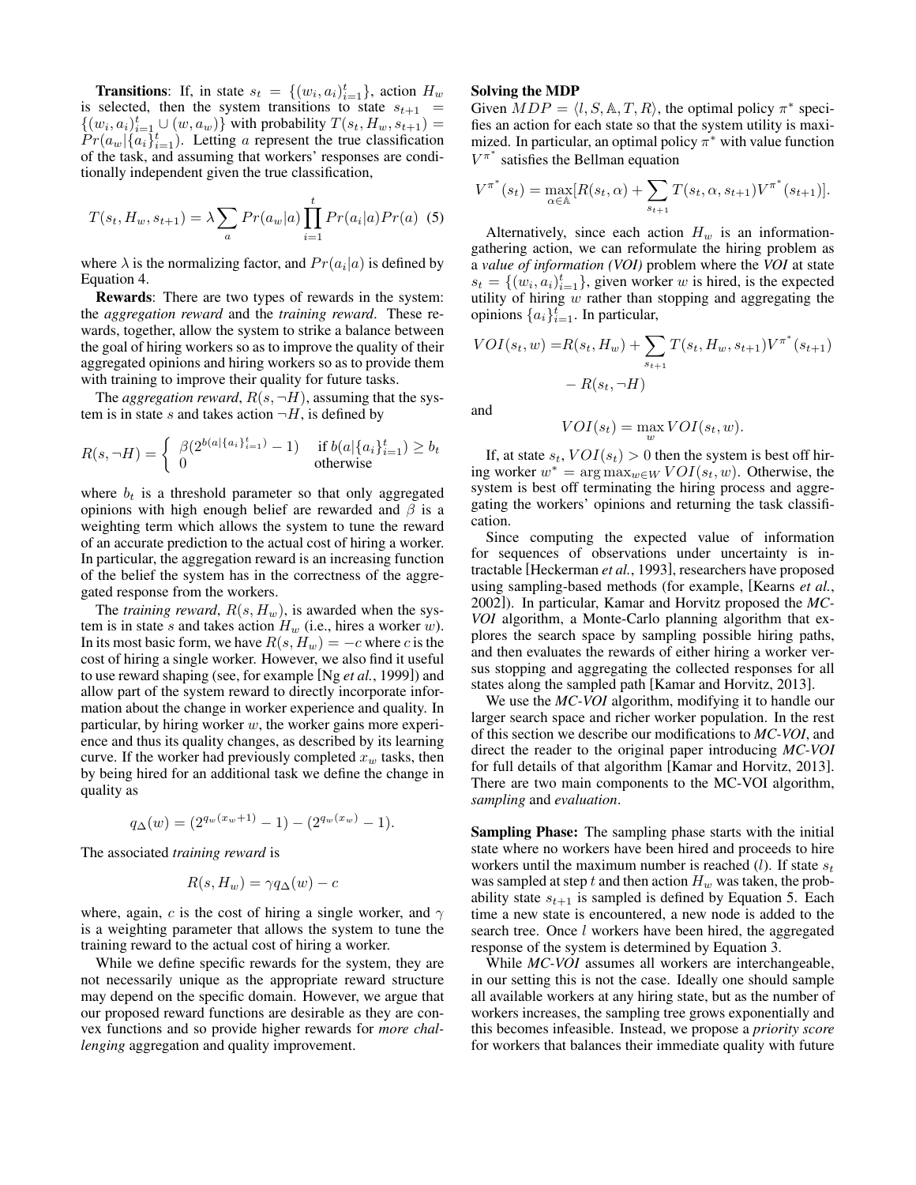**Transitions**: If, in state $s_t = \{(w_i, a_i)_{i=1}^t\}$, action $H_w$ is selected, then the system transitions to state $s_{t+1} = \{(w_i, a_i)_{i=1}^t \cup (w, a_w)\}$ with probability $T(s_t, H_w, s_{t+1}) = Pr(a_w|\{a_i\}_{i=1}^t)$. Letting $a$ represent the true classification of the task, and assuming that workers' responses are conditionally independent given the true classification,

$$T(s_t, H_w, s_{t+1}) = \lambda \sum_a Pr(a_w|a) \prod_{i=1}^{t} Pr(a_i|a) Pr(a) \quad (5)$$

where $\lambda$ is the normalizing factor, and $Pr(a_i|a)$ is defined by Equation 4.

**Rewards**: There are two types of rewards in the system: the *aggregation reward* and the *training reward*. These rewards, together, allow the system to strike a balance between the goal of hiring workers so as to improve the quality of their aggregated opinions and hiring workers so as to provide them with training to improve their quality for future tasks.

The *aggregation reward*, $R(s, \neg H)$, assuming that the system is in state $s$ and takes action $\neg H$, is defined by

$$R(s, \neg H) = \begin{cases} \beta(2^{b(a|\{a_i\}_{i=1}^t)} - 1) & \text{if } b(a|\{a_i\}_{i=1}^t) \geq b_t \\ 0 & \text{otherwise} \end{cases}$$

where $b_t$ is a threshold parameter so that only aggregated opinions with high enough belief are rewarded and $\beta$ is a weighting term which allows the system to tune the reward of an accurate prediction to the actual cost of hiring a worker. In particular, the aggregation reward is an increasing function of the belief the system has in the correctness of the aggregated response from the workers.

The *training reward*, $R(s, H_w)$, is awarded when the system is in state $s$ and takes action $H_w$ (i.e., hires a worker $w$). In its most basic form, we have $R(s, H_w) = -c$ where $c$ is the cost of hiring a single worker. However, we also find it useful to use reward shaping (see, for example [Ng *et al.*, 1999]) and allow part of the system reward to directly incorporate information about the change in worker experience and quality. In particular, by hiring worker $w$, the worker gains more experience and thus its quality changes, as described by its learning curve. If the worker had previously completed $x_w$ tasks, then by being hired for an additional task we define the change in quality as

$$q_\Delta(w) = (2^{q_w(x_w+1)} - 1) - (2^{q_w(x_w)} - 1).$$

The associated *training reward* is

$$R(s, H_w) = \gamma q_\Delta(w) - c$$

where, again, $c$ is the cost of hiring a single worker, and $\gamma$ is a weighting parameter that allows the system to tune the training reward to the actual cost of hiring a worker.

While we define specific rewards for the system, they are not necessarily unique as the appropriate reward structure may depend on the specific domain. However, we argue that our proposed reward functions are desirable as they are convex functions and so provide higher rewards for *more challenging* aggregation and quality improvement.

## Solving the MDP

Given $MDP = \langle l, S, \mathbb{A}, T, R \rangle$, the optimal policy $\pi^*$ specifies an action for each state so that the system utility is maximized. In particular, an optimal policy $\pi^*$ with value function $V^{\pi^*}$ satisfies the Bellman equation

$$V^{\pi^*}(s_t) = \max_{\alpha \in \mathbb{A}} [R(s_t, \alpha) + \sum_{s_{t+1}} T(s_t, \alpha, s_{t+1}) V^{\pi^*}(s_{t+1})].$$

Alternatively, since each action $H_w$ is an information-gathering action, we can reformulate the hiring problem as a *value of information (VOI)* problem where the *VOI* at state $s_t = \{(w_i, a_i)_{i=1}^t\}$, given worker $w$ is hired, is the expected utility of hiring $w$ rather than stopping and aggregating the opinions $\{a_i\}_{i=1}^t$. In particular,

$$VOI(s_t, w) = R(s_t, H_w) + \sum_{s_{t+1}} T(s_t, H_w, s_{t+1}) V^{\pi^*}(s_{t+1}) - R(s_t, \neg H)$$

and

$$VOI(s_t) = \max_w VOI(s_t, w).$$

If, at state $s_t$, $VOI(s_t) > 0$ then the system is best off hiring worker $w^* = \arg\max_{w \in W} VOI(s_t, w)$. Otherwise, the system is best off terminating the hiring process and aggregating the workers' opinions and returning the task classification.

Since computing the expected value of information for sequences of observations under uncertainty is intractable [Heckerman *et al.*, 1993], researchers have proposed using sampling-based methods (for example, [Kearns *et al.*, 2002]). In particular, Kamar and Horvitz proposed the *MC-VOI* algorithm, a Monte-Carlo planning algorithm that explores the search space by sampling possible hiring paths, and then evaluates the rewards of either hiring a worker versus stopping and aggregating the collected responses for all states along the sampled path [Kamar and Horvitz, 2013].

We use the *MC-VOI* algorithm, modifying it to handle our larger search space and richer worker population. In the rest of this section we describe our modifications to *MC-VOI*, and direct the reader to the original paper introducing *MC-VOI* for full details of that algorithm [Kamar and Horvitz, 2013]. There are two main components to the MC-VOI algorithm, *sampling* and *evaluation*.

**Sampling Phase:** The sampling phase starts with the initial state where no workers have been hired and proceeds to hire workers until the maximum number is reached ($l$). If state $s_t$ was sampled at step $t$ and then action $H_w$ was taken, the probability state $s_{t+1}$ is sampled is defined by Equation 5. Each time a new state is encountered, a new node is added to the search tree. Once $l$ workers have been hired, the aggregated response of the system is determined by Equation 3.

While *MC-VOI* assumes all workers are interchangeable, in our setting this is not the case. Ideally one should sample all available workers at any hiring state, but as the number of workers increases, the sampling tree grows exponentially and this becomes infeasible. Instead, we propose a *priority score* for workers that balances their immediate quality with future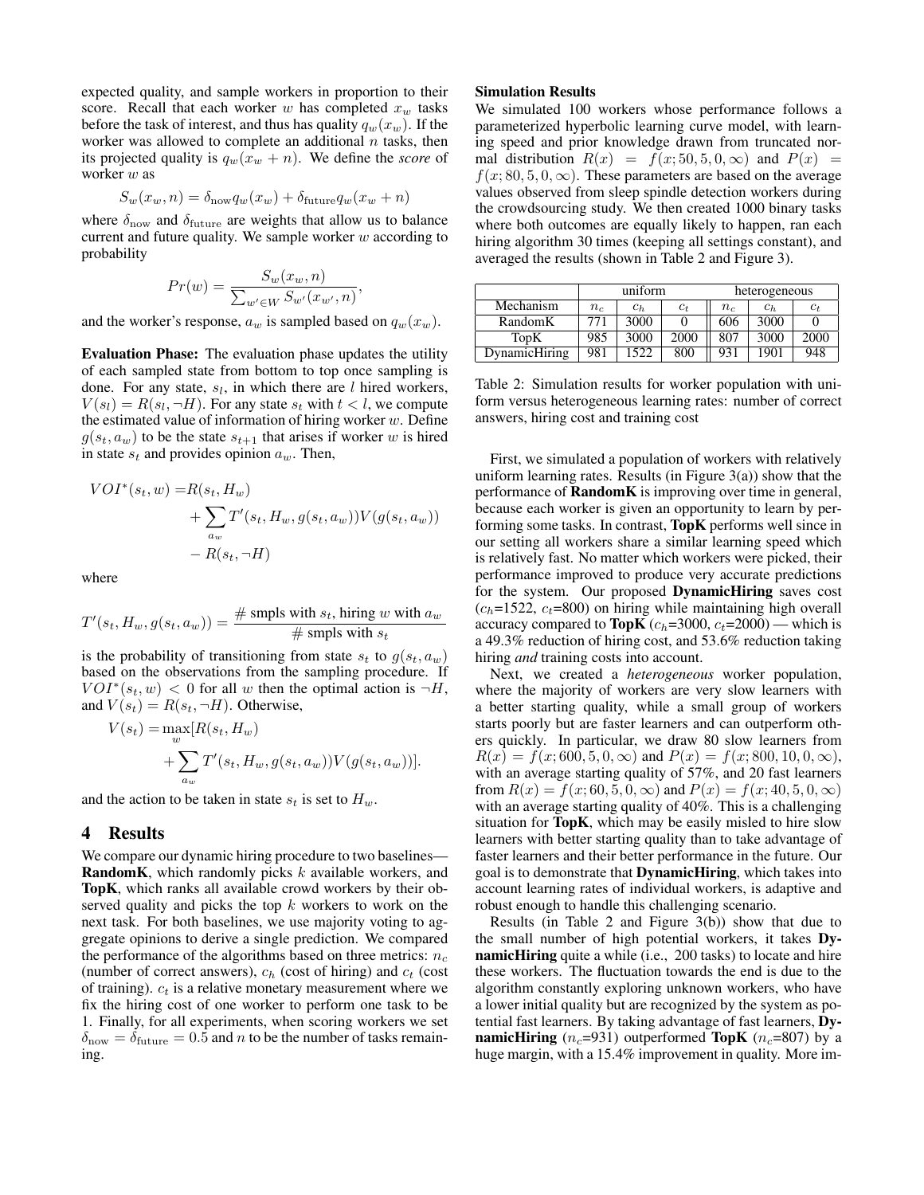expected quality, and sample workers in proportion to their score. Recall that each worker $w$ has completed $x_w$ tasks before the task of interest, and thus has quality $q_w(x_w)$. If the worker was allowed to complete an additional $n$ tasks, then its projected quality is $q_w(x_w + n)$. We define the *score* of worker $w$ as

$$S_w(x_w, n) = \delta_{\text{now}} q_w(x_w) + \delta_{\text{future}} q_w(x_w + n)$$

where $\delta_{\text{now}}$ and $\delta_{\text{future}}$ are weights that allow us to balance current and future quality. We sample worker $w$ according to probability

$$Pr(w) = \frac{S_w(x_w, n)}{\sum_{w' \in W} S_{w'}(x_{w'}, n)},$$

and the worker's response, $a_w$ is sampled based on $q_w(x_w)$.

**Evaluation Phase:** The evaluation phase updates the utility of each sampled state from bottom to top once sampling is done. For any state, $s_l$, in which there are $l$ hired workers, $V(s_l) = R(s_l, \neg H)$. For any state $s_t$ with $t < l$, we compute the estimated value of information of hiring worker $w$. Define $g(s_t, a_w)$ to be the state $s_{t+1}$ that arises if worker $w$ is hired in state $s_t$ and provides opinion $a_w$. Then,

$$\begin{aligned} VOI^*(s_t, w) =& R(s_t, H_w) \\ &+ \sum_{a_w} T'(s_t, H_w, g(s_t, a_w)) V(g(s_t, a_w)) \\ &- R(s_t, \neg H) \end{aligned}$$

where

$$T'(s_t, H_w, g(s_t, a_w)) = \frac{\text{\# smpls with } s_t \text{, hiring } w \text{ with } a_w}{\text{\# smpls with } s_t}$$

is the probability of transitioning from state $s_t$ to $g(s_t, a_w)$ based on the observations from the sampling procedure. If $VOI^*(s_t, w) < 0$ for all $w$ then the optimal action is $\neg H$, and $V(s_t) = R(s_t, \neg H)$. Otherwise,

$$\begin{aligned} V(s_t) =& \max_w [R(s_t, H_w) \\ &+ \sum_{a_w} T'(s_t, H_w, g(s_t, a_w)) V(g(s_t, a_w))]. \end{aligned}$$

and the action to be taken in state $s_t$ is set to $H_w$.

# 4 Results

We compare our dynamic hiring procedure to two baselines—**RandomK**, which randomly picks $k$ available workers, and **TopK**, which ranks all available crowd workers by their observed quality and picks the top $k$ workers to work on the next task. For both baselines, we use majority voting to aggregate opinions to derive a single prediction. We compared the performance of the algorithms based on three metrics: $n_c$ (number of correct answers), $c_h$ (cost of hiring) and $c_t$ (cost of training). $c_t$ is a relative monetary measurement where we fix the hiring cost of one worker to perform one task to be 1. Finally, for all experiments, when scoring workers we set $\delta_{\text{now}} = \delta_{\text{future}} = 0.5$ and $n$ to be the number of tasks remaining.

### Simulation Results

We simulated 100 workers whose performance follows a parameterized hyperbolic learning curve model, with learning speed and prior knowledge drawn from truncated normal distribution $R(x) = f(x; 50, 5, 0, \infty)$ and $P(x) = f(x; 80, 5, 0, \infty)$. These parameters are based on the average values observed from sleep spindle detection workers during the crowdsourcing study. We then created 1000 binary tasks where both outcomes are equally likely to happen, ran each hiring algorithm 30 times (keeping all settings constant), and averaged the results (shown in Table 2 and Figure 3).

| | uniform | | | heterogeneous | | |
|---|---|---|---|---|---|---|
| Mechanism | $n_c$ | $c_h$ | $c_t$ | $n_c$ | $c_h$ | $c_t$ |
| RandomK | 771 | 3000 | 0 | 606 | 3000 | 0 |
| TopK | 985 | 3000 | 2000 | 807 | 3000 | 2000 |
| DynamicHiring | 981 | 1522 | 800 | 931 | 1901 | 948 |

Table 2: Simulation results for worker population with uniform versus heterogeneous learning rates: number of correct answers, hiring cost and training cost

First, we simulated a population of workers with relatively uniform learning rates. Results (in Figure 3(a)) show that the performance of **RandomK** is improving over time in general, because each worker is given an opportunity to learn by performing some tasks. In contrast, **TopK** performs well since in our setting all workers share a similar learning speed which is relatively fast. No matter which workers were picked, their performance improved to produce very accurate predictions for the system. Our proposed **DynamicHiring** saves cost ($c_h$=1522, $c_t$=800) on hiring while maintaining high overall accuracy compared to **TopK** ($c_h$=3000, $c_t$=2000) — which is a 49.3% reduction of hiring cost, and 53.6% reduction taking hiring *and* training costs into account.

Next, we created a *heterogeneous* worker population, where the majority of workers are very slow learners with a better starting quality, while a small group of workers starts poorly but are faster learners and can outperform others quickly. In particular, we draw 80 slow learners from $R(x) = f(x; 600, 5, 0, \infty)$ and $P(x) = f(x; 800, 10, 0, \infty)$, with an average starting quality of 57%, and 20 fast learners from $R(x) = f(x; 60, 5, 0, \infty)$ and $P(x) = f(x; 40, 5, 0, \infty)$ with an average starting quality of 40%. This is a challenging situation for **TopK**, which may be easily misled to hire slow learners with better starting quality than to take advantage of faster learners and their better performance in the future. Our goal is to demonstrate that **DynamicHiring**, which takes into account learning rates of individual workers, is adaptive and robust enough to handle this challenging scenario.

Results (in Table 2 and Figure 3(b)) show that due to the small number of high potential workers, it takes **DynamicHiring** quite a while (i.e., 200 tasks) to locate and hire these workers. The fluctuation towards the end is due to the algorithm constantly exploring unknown workers, who have a lower initial quality but are recognized by the system as potential fast learners. By taking advantage of fast learners, **DynamicHiring** ($n_c$=931) outperformed **TopK** ($n_c$=807) by a huge margin, with a 15.4% improvement in quality. More im-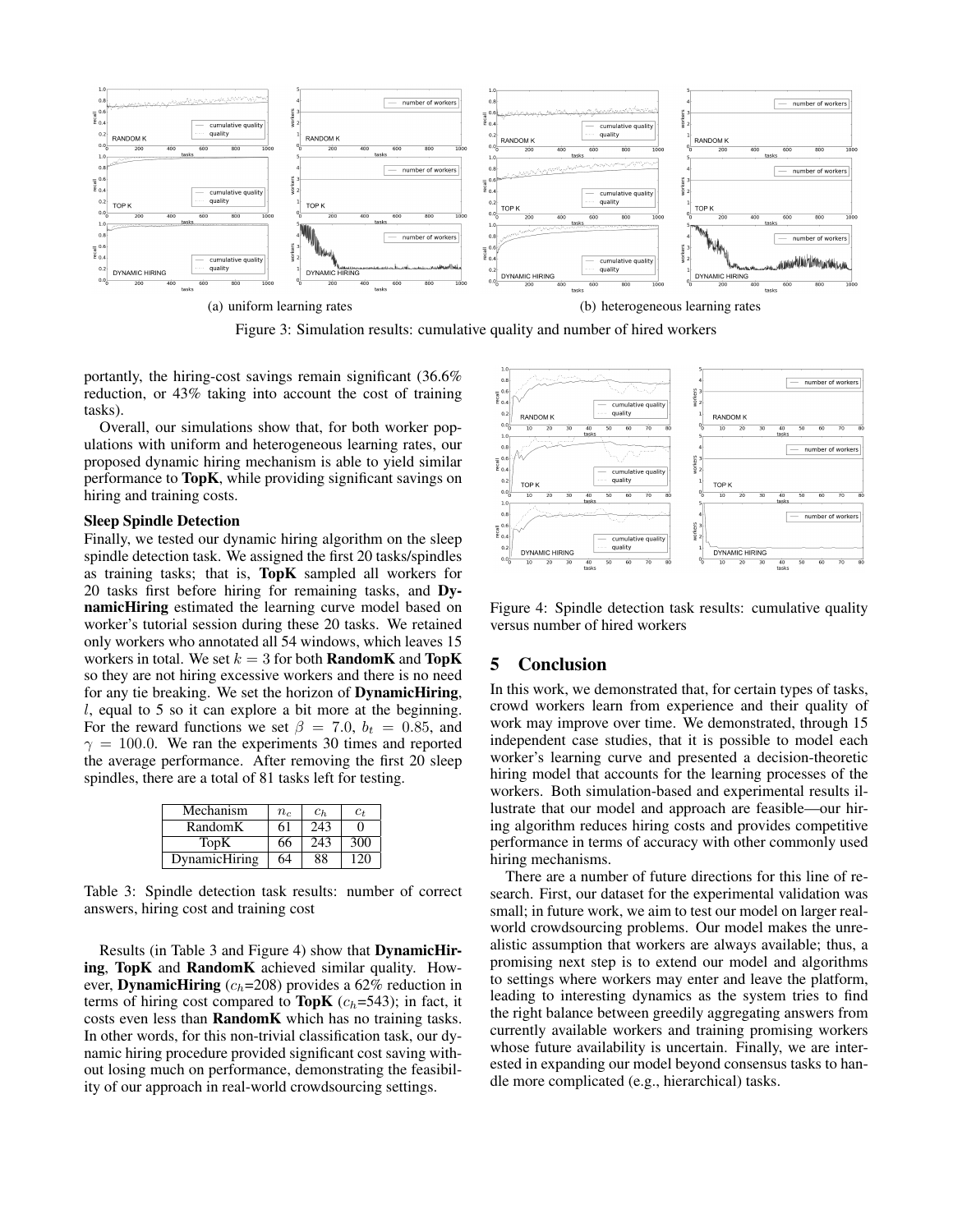(a) uniform learning rates

(b) heterogeneous learning rates

Figure 3: Simulation results: cumulative quality and number of hired workers

portantly, the hiring-cost savings remain significant (36.6% reduction, or 43% taking into account the cost of training tasks).

Overall, our simulations show that, for both worker populations with uniform and heterogeneous learning rates, our proposed dynamic hiring mechanism is able to yield similar performance to **TopK**, while providing significant savings on hiring and training costs.

**Sleep Spindle Detection**

Finally, we tested our dynamic hiring algorithm on the sleep spindle detection task. We assigned the first 20 tasks/spindles as training tasks; that is, **TopK** sampled all workers for 20 tasks first before hiring for remaining tasks, and **DynamicHiring** estimated the learning curve model based on worker's tutorial session during these 20 tasks. We retained only workers who annotated all 54 windows, which leaves 15 workers in total. We set $k = 3$ for both **RandomK** and **TopK** so they are not hiring excessive workers and there is no need for any tie breaking. We set the horizon of **DynamicHiring**, $l$, equal to 5 so it can explore a bit more at the beginning. For the reward functions we set $\beta = 7.0$, $b_t = 0.85$, and $\gamma = 100.0$. We ran the experiments 30 times and reported the average performance. After removing the first 20 sleep spindles, there are a total of 81 tasks left for testing.

| Mechanism | $n_c$ | $c_h$ | $c_t$ |
|---|---|---|---|
| RandomK | 61 | 243 | 0 |
| TopK | 66 | 243 | 300 |
| DynamicHiring | 64 | 88 | 120 |

Table 3: Spindle detection task results: number of correct answers, hiring cost and training cost

Results (in Table 3 and Figure 4) show that **DynamicHiring**, **TopK** and **RandomK** achieved similar quality. However, **DynamicHiring** ($c_h$=208) provides a 62% reduction in terms of hiring cost compared to **TopK** ($c_h$=543); in fact, it costs even less than **RandomK** which has no training tasks. In other words, for this non-trivial classification task, our dynamic hiring procedure provided significant cost saving without losing much on performance, demonstrating the feasibility of our approach in real-world crowdsourcing settings.

Figure 4: Spindle detection task results: cumulative quality versus number of hired workers

## 5 Conclusion

In this work, we demonstrated that, for certain types of tasks, crowd workers learn from experience and their quality of work may improve over time. We demonstrated, through 15 independent case studies, that it is possible to model each worker's learning curve and presented a decision-theoretic hiring model that accounts for the learning processes of the workers. Both simulation-based and experimental results illustrate that our model and approach are feasible—our hiring algorithm reduces hiring costs and provides competitive performance in terms of accuracy with other commonly used hiring mechanisms.

There are a number of future directions for this line of research. First, our dataset for the experimental validation was small; in future work, we aim to test our model on larger real-world crowdsourcing problems. Our model makes the unrealistic assumption that workers are always available; thus, a promising next step is to extend our model and algorithms to settings where workers may enter and leave the platform, leading to interesting dynamics as the system tries to find the right balance between greedily aggregating answers from currently available workers and training promising workers whose future availability is uncertain. Finally, we are interested in expanding our model beyond consensus tasks to handle more complicated (e.g., hierarchical) tasks.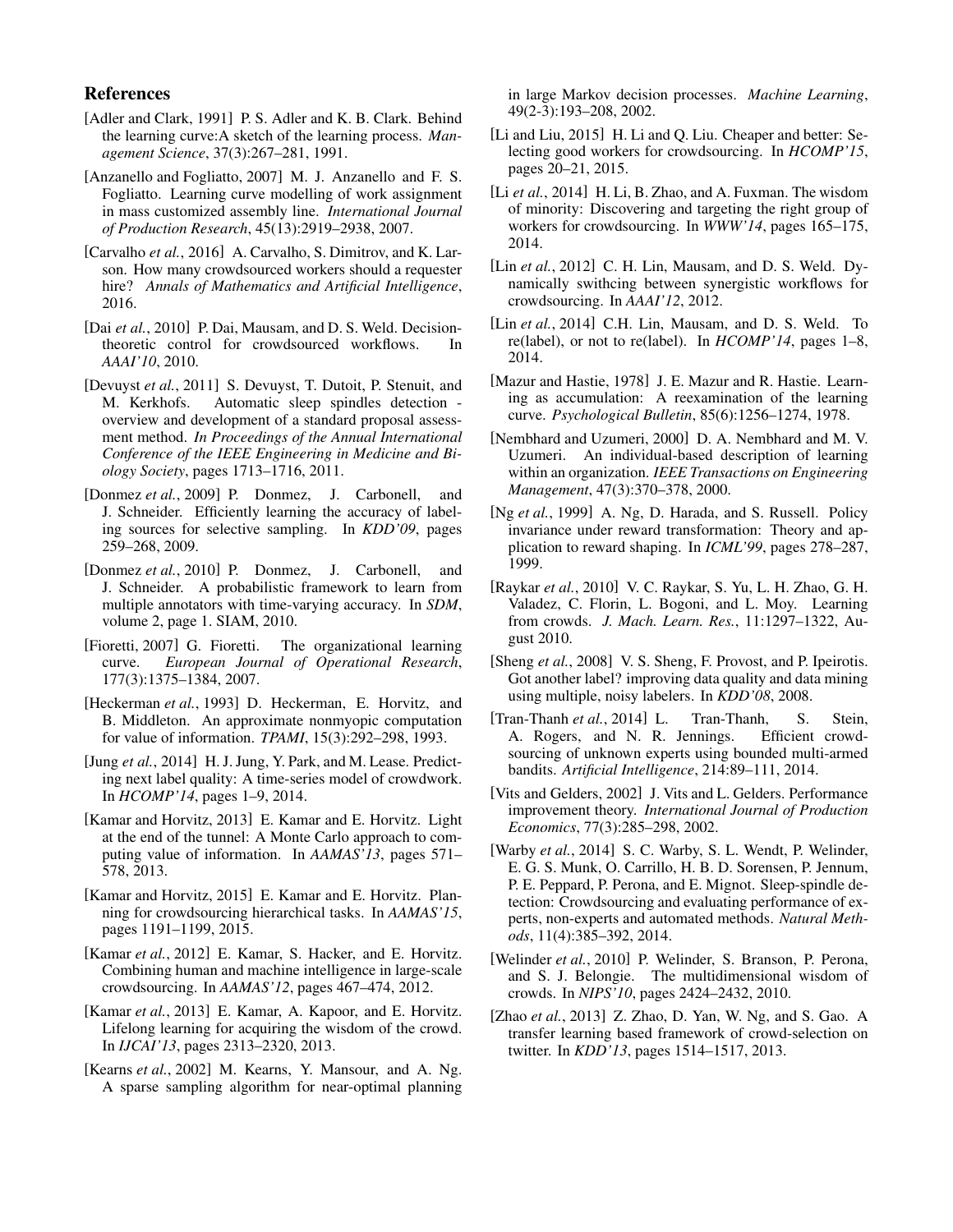## References

[Adler and Clark, 1991] P. S. Adler and K. B. Clark. Behind the learning curve:A sketch of the learning process. *Management Science*, 37(3):267–281, 1991.

[Anzanello and Fogliatto, 2007] M. J. Anzanello and F. S. Fogliatto. Learning curve modelling of work assignment in mass customized assembly line. *International Journal of Production Research*, 45(13):2919–2938, 2007.

[Carvalho *et al.*, 2016] A. Carvalho, S. Dimitrov, and K. Larson. How many crowdsourced workers should a requester hire? *Annals of Mathematics and Artificial Intelligence*, 2016.

[Dai *et al.*, 2010] P. Dai, Mausam, and D. S. Weld. Decision-theoretic control for crowdsourced workflows. In *AAAI'10*, 2010.

[Devuyst *et al.*, 2011] S. Devuyst, T. Dutoit, P. Stenuit, and M. Kerkhofs. Automatic sleep spindles detection - overview and development of a standard proposal assessment method. *In Proceedings of the Annual International Conference of the IEEE Engineering in Medicine and Biology Society*, pages 1713–1716, 2011.

[Donmez *et al.*, 2009] P. Donmez, J. Carbonell, and J. Schneider. Efficiently learning the accuracy of labeling sources for selective sampling. In *KDD'09*, pages 259–268, 2009.

[Donmez *et al.*, 2010] P. Donmez, J. Carbonell, and J. Schneider. A probabilistic framework to learn from multiple annotators with time-varying accuracy. In *SDM*, volume 2, page 1. SIAM, 2010.

[Fioretti, 2007] G. Fioretti. The organizational learning curve. *European Journal of Operational Research*, 177(3):1375–1384, 2007.

[Heckerman *et al.*, 1993] D. Heckerman, E. Horvitz, and B. Middleton. An approximate nonmyopic computation for value of information. *TPAMI*, 15(3):292–298, 1993.

[Jung *et al.*, 2014] H. J. Jung, Y. Park, and M. Lease. Predicting next label quality: A time-series model of crowdwork. In *HCOMP'14*, pages 1–9, 2014.

[Kamar and Horvitz, 2013] E. Kamar and E. Horvitz. Light at the end of the tunnel: A Monte Carlo approach to computing value of information. In *AAMAS'13*, pages 571–578, 2013.

[Kamar and Horvitz, 2015] E. Kamar and E. Horvitz. Planning for crowdsourcing hierarchical tasks. In *AAMAS'15*, pages 1191–1199, 2015.

[Kamar *et al.*, 2012] E. Kamar, S. Hacker, and E. Horvitz. Combining human and machine intelligence in large-scale crowdsourcing. In *AAMAS'12*, pages 467–474, 2012.

[Kamar *et al.*, 2013] E. Kamar, A. Kapoor, and E. Horvitz. Lifelong learning for acquiring the wisdom of the crowd. In *IJCAI'13*, pages 2313–2320, 2013.

[Kearns *et al.*, 2002] M. Kearns, Y. Mansour, and A. Ng. A sparse sampling algorithm for near-optimal planning in large Markov decision processes. *Machine Learning*, 49(2-3):193–208, 2002.

[Li and Liu, 2015] H. Li and Q. Liu. Cheaper and better: Selecting good workers for crowdsourcing. In *HCOMP'15*, pages 20–21, 2015.

[Li *et al.*, 2014] H. Li, B. Zhao, and A. Fuxman. The wisdom of minority: Discovering and targeting the right group of workers for crowdsourcing. In *WWW'14*, pages 165–175, 2014.

[Lin *et al.*, 2012] C. H. Lin, Mausam, and D. S. Weld. Dynamically swithcing between synergistic workflows for crowdsourcing. In *AAAI'12*, 2012.

[Lin *et al.*, 2014] C.H. Lin, Mausam, and D. S. Weld. To re(label), or not to re(label). In *HCOMP'14*, pages 1–8, 2014.

[Mazur and Hastie, 1978] J. E. Mazur and R. Hastie. Learning as accumulation: A reexamination of the learning curve. *Psychological Bulletin*, 85(6):1256–1274, 1978.

[Nembhard and Uzumeri, 2000] D. A. Nembhard and M. V. Uzumeri. An individual-based description of learning within an organization. *IEEE Transactions on Engineering Management*, 47(3):370–378, 2000.

[Ng *et al.*, 1999] A. Ng, D. Harada, and S. Russell. Policy invariance under reward transformation: Theory and application to reward shaping. In *ICML'99*, pages 278–287, 1999.

[Raykar *et al.*, 2010] V. C. Raykar, S. Yu, L. H. Zhao, G. H. Valadez, C. Florin, L. Bogoni, and L. Moy. Learning from crowds. *J. Mach. Learn. Res.*, 11:1297–1322, August 2010.

[Sheng *et al.*, 2008] V. S. Sheng, F. Provost, and P. Ipeirotis. Got another label? improving data quality and data mining using multiple, noisy labelers. In *KDD'08*, 2008.

[Tran-Thanh *et al.*, 2014] L. Tran-Thanh, S. Stein, A. Rogers, and N. R. Jennings. Efficient crowdsourcing of unknown experts using bounded multi-armed bandits. *Artificial Intelligence*, 214:89–111, 2014.

[Vits and Gelders, 2002] J. Vits and L. Gelders. Performance improvement theory. *International Journal of Production Economics*, 77(3):285–298, 2002.

[Warby *et al.*, 2014] S. C. Warby, S. L. Wendt, P. Welinder, E. G. S. Munk, O. Carrillo, H. B. D. Sorensen, P. Jennum, P. E. Peppard, P. Perona, and E. Mignot. Sleep-spindle detection: Crowdsourcing and evaluating performance of experts, non-experts and automated methods. *Natural Methods*, 11(4):385–392, 2014.

[Welinder *et al.*, 2010] P. Welinder, S. Branson, P. Perona, and S. J. Belongie. The multidimensional wisdom of crowds. In *NIPS'10*, pages 2424–2432, 2010.

[Zhao *et al.*, 2013] Z. Zhao, D. Yan, W. Ng, and S. Gao. A transfer learning based framework of crowd-selection on twitter. In *KDD'13*, pages 1514–1517, 2013.